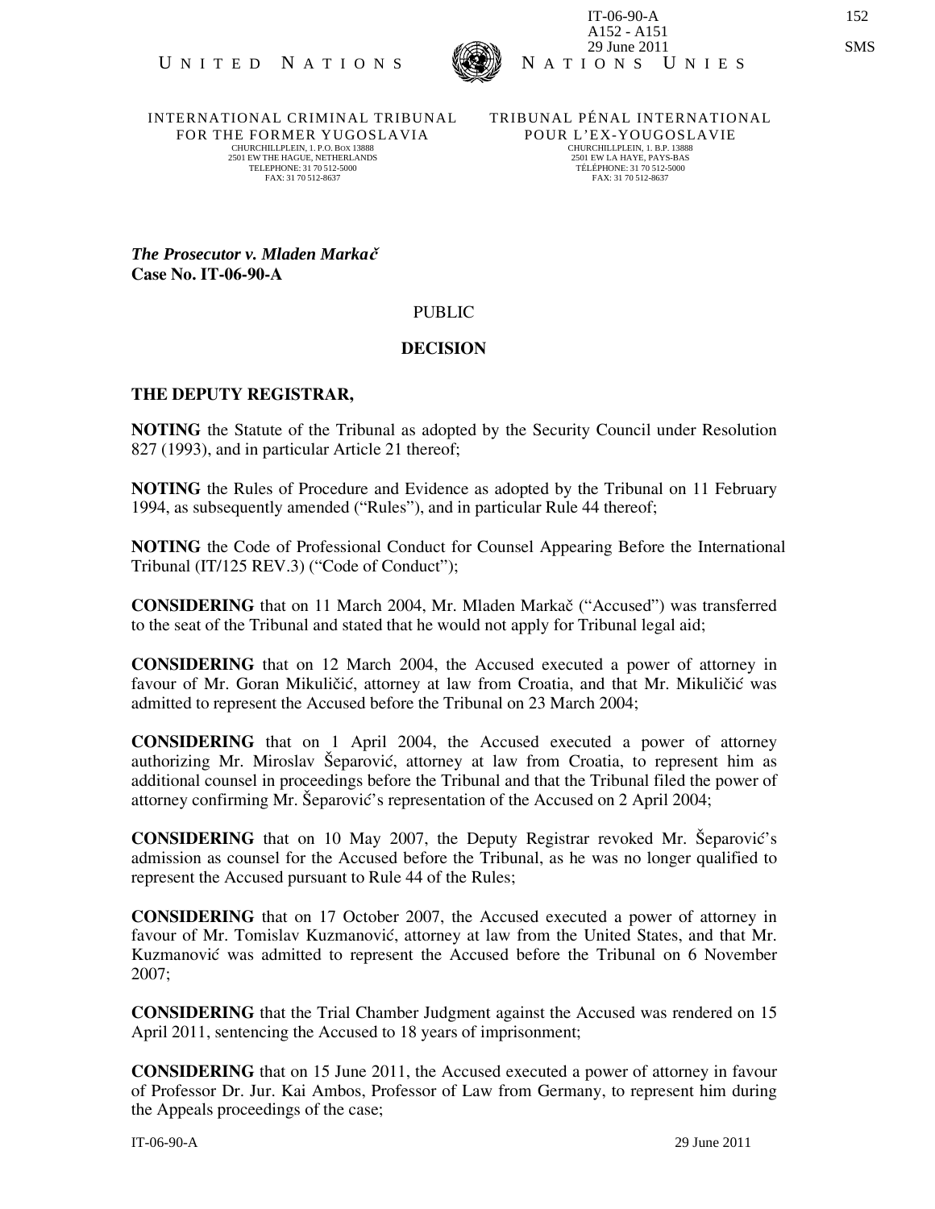UNITED NATIONS NATIONS UNIES

INTERNATIONAL CRIMINAL TRIBUNAL FOR THE FORMER YUGOSLAVIA
CHURCHILLPLEIN, 1. P.O. Box 13888
2501 EW THE HAGUE, NETHERLANDS
TELEPHONE: 31 70 512-5000
FAX: 31 70 512-8637

TRIBUNAL PÉNAL INTERNATIONAL POUR L'EX-YOUGOSLAVIE
CHURCHILLPLEIN, 1. B.P. 13888
2501 EW LA HAYE, PAYS-BAS
TÉLÉPHONE: 31 70 512-5000
FAX: 31 70 512-8637

IT-06-90-A
A152 - A151
29 June 2011

***The Prosecutor v. Mladen Markač***
**Case No. IT-06-90-A**

PUBLIC

**DECISION**

**THE DEPUTY REGISTRAR,**

**NOTING** the Statute of the Tribunal as adopted by the Security Council under Resolution 827 (1993), and in particular Article 21 thereof;

**NOTING** the Rules of Procedure and Evidence as adopted by the Tribunal on 11 February 1994, as subsequently amended ("Rules"), and in particular Rule 44 thereof;

**NOTING** the Code of Professional Conduct for Counsel Appearing Before the International Tribunal (IT/125 REV.3) ("Code of Conduct");

**CONSIDERING** that on 11 March 2004, Mr. Mladen Markač ("Accused") was transferred to the seat of the Tribunal and stated that he would not apply for Tribunal legal aid;

**CONSIDERING** that on 12 March 2004, the Accused executed a power of attorney in favour of Mr. Goran Mikuličić, attorney at law from Croatia, and that Mr. Mikuličić was admitted to represent the Accused before the Tribunal on 23 March 2004;

**CONSIDERING** that on 1 April 2004, the Accused executed a power of attorney authorizing Mr. Miroslav Šeparović, attorney at law from Croatia, to represent him as additional counsel in proceedings before the Tribunal and that the Tribunal filed the power of attorney confirming Mr. Šeparović's representation of the Accused on 2 April 2004;

**CONSIDERING** that on 10 May 2007, the Deputy Registrar revoked Mr. Šeparović's admission as counsel for the Accused before the Tribunal, as he was no longer qualified to represent the Accused pursuant to Rule 44 of the Rules;

**CONSIDERING** that on 17 October 2007, the Accused executed a power of attorney in favour of Mr. Tomislav Kuzmanović, attorney at law from the United States, and that Mr. Kuzmanović was admitted to represent the Accused before the Tribunal on 6 November 2007;

**CONSIDERING** that the Trial Chamber Judgment against the Accused was rendered on 15 April 2011, sentencing the Accused to 18 years of imprisonment;

**CONSIDERING** that on 15 June 2011, the Accused executed a power of attorney in favour of Professor Dr. Jur. Kai Ambos, Professor of Law from Germany, to represent him during the Appeals proceedings of the case;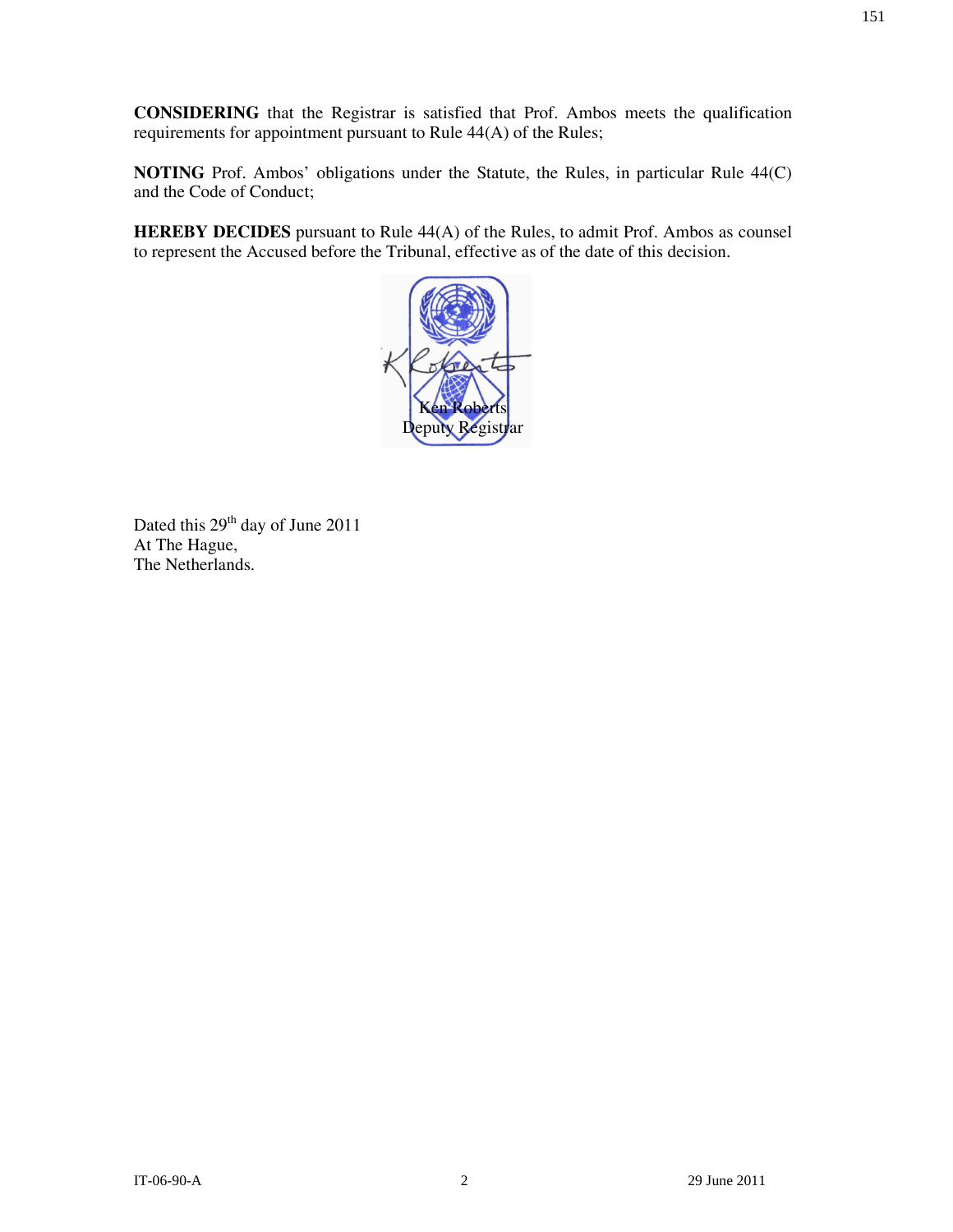**CONSIDERING** that the Registrar is satisfied that Prof. Ambos meets the qualification requirements for appointment pursuant to Rule 44(A) of the Rules;

**NOTING** Prof. Ambos' obligations under the Statute, the Rules, in particular Rule 44(C) and the Code of Conduct;

**HEREBY DECIDES** pursuant to Rule 44(A) of the Rules, to admit Prof. Ambos as counsel to represent the Accused before the Tribunal, effective as of the date of this decision.

Ken Roberts
Deputy Registrar

Dated this 29th day of June 2011
At The Hague,
The Netherlands.